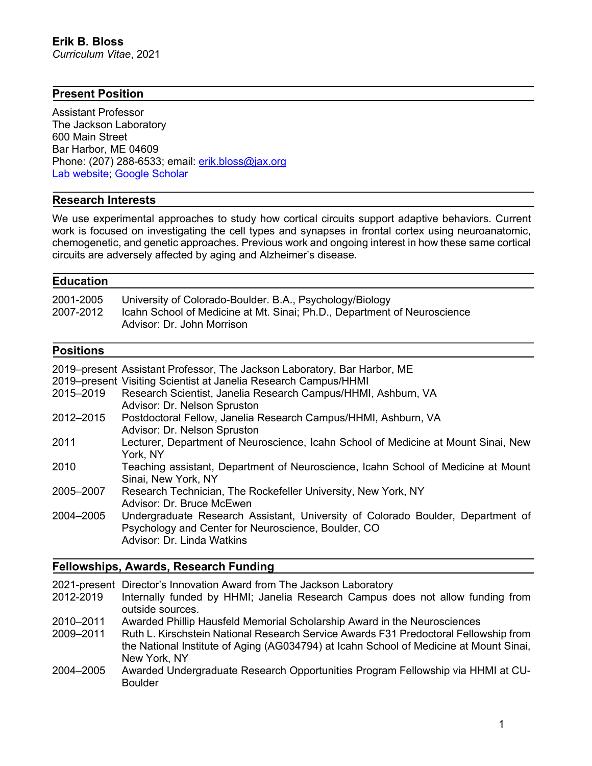**Erik B. Bloss**
*Curriculum Vitae*, 2021

## Present Position

Assistant Professor
The Jackson Laboratory
600 Main Street
Bar Harbor, ME 04609
Phone: (207) 288-6533; email: erik.bloss@jax.org
Lab website; Google Scholar

## Research Interests

We use experimental approaches to study how cortical circuits support adaptive behaviors. Current work is focused on investigating the cell types and synapses in frontal cortex using neuroanatomic, chemogenetic, and genetic approaches. Previous work and ongoing interest in how these same cortical circuits are adversely affected by aging and Alzheimer's disease.

## Education

| | |
|---|---|
| 2001-2005 | University of Colorado-Boulder. B.A., Psychology/Biology |
| 2007-2012 | Icahn School of Medicine at Mt. Sinai; Ph.D., Department of Neuroscience<br>Advisor: Dr. John Morrison |

## Positions

| | |
|---|---|
| 2019–present | Assistant Professor, The Jackson Laboratory, Bar Harbor, ME |
| 2019–present | Visiting Scientist at Janelia Research Campus/HHMI |
| 2015–2019 | Research Scientist, Janelia Research Campus/HHMI, Ashburn, VA<br>Advisor: Dr. Nelson Spruston |
| 2012–2015 | Postdoctoral Fellow, Janelia Research Campus/HHMI, Ashburn, VA<br>Advisor: Dr. Nelson Spruston |
| 2011 | Lecturer, Department of Neuroscience, Icahn School of Medicine at Mount Sinai, New York, NY |
| 2010 | Teaching assistant, Department of Neuroscience, Icahn School of Medicine at Mount Sinai, New York, NY |
| 2005–2007 | Research Technician, The Rockefeller University, New York, NY<br>Advisor: Dr. Bruce McEwen |
| 2004–2005 | Undergraduate Research Assistant, University of Colorado Boulder, Department of Psychology and Center for Neuroscience, Boulder, CO<br>Advisor: Dr. Linda Watkins |

## Fellowships, Awards, Research Funding

| | |
|---|---|
| 2021-present | Director's Innovation Award from The Jackson Laboratory |
| 2012-2019 | Internally funded by HHMI; Janelia Research Campus does not allow funding from outside sources. |
| 2010–2011 | Awarded Phillip Hausfeld Memorial Scholarship Award in the Neurosciences |
| 2009–2011 | Ruth L. Kirschstein National Research Service Awards F31 Predoctoral Fellowship from the National Institute of Aging (AG034794) at Icahn School of Medicine at Mount Sinai, New York, NY |
| 2004–2005 | Awarded Undergraduate Research Opportunities Program Fellowship via HHMI at CU-Boulder |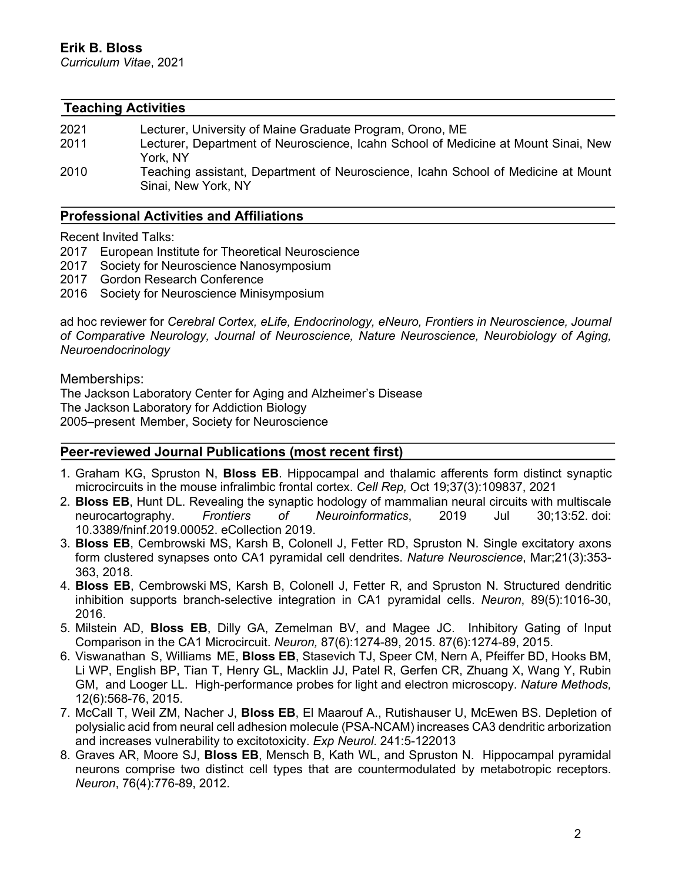**Erik B. Bloss**
*Curriculum Vitae*, 2021

## Teaching Activities

2021 Lecturer, University of Maine Graduate Program, Orono, ME
2011 Lecturer, Department of Neuroscience, Icahn School of Medicine at Mount Sinai, New York, NY
2010 Teaching assistant, Department of Neuroscience, Icahn School of Medicine at Mount Sinai, New York, NY

## Professional Activities and Affiliations

Recent Invited Talks:
2017 European Institute for Theoretical Neuroscience
2017 Society for Neuroscience Nanosymposium
2017 Gordon Research Conference
2016 Society for Neuroscience Minisymposium

ad hoc reviewer for *Cerebral Cortex, eLife, Endocrinology, eNeuro, Frontiers in Neuroscience, Journal of Comparative Neurology, Journal of Neuroscience, Nature Neuroscience, Neurobiology of Aging, Neuroendocrinology*

Memberships:
The Jackson Laboratory Center for Aging and Alzheimer's Disease
The Jackson Laboratory for Addiction Biology
2005–present Member, Society for Neuroscience

## Peer-reviewed Journal Publications (most recent first)

1. Graham KG, Spruston N, **Bloss EB**. Hippocampal and thalamic afferents form distinct synaptic microcircuits in the mouse infralimbic frontal cortex. *Cell Rep,* Oct 19;37(3):109837, 2021
2. **Bloss EB**, Hunt DL. Revealing the synaptic hodology of mammalian neural circuits with multiscale neurocartography. *Frontiers of Neuroinformatics*, 2019 Jul 30;13:52. doi: 10.3389/fninf.2019.00052. eCollection 2019.
3. **Bloss EB**, Cembrowski MS, Karsh B, Colonell J, Fetter RD, Spruston N. Single excitatory axons form clustered synapses onto CA1 pyramidal cell dendrites. *Nature Neuroscience*, Mar;21(3):353-363, 2018.
4. **Bloss EB**, Cembrowski MS, Karsh B, Colonell J, Fetter R, and Spruston N. Structured dendritic inhibition supports branch-selective integration in CA1 pyramidal cells. *Neuron*, 89(5):1016-30, 2016.
5. Milstein AD, **Bloss EB**, Dilly GA, Zemelman BV, and Magee JC. Inhibitory Gating of Input Comparison in the CA1 Microcircuit. *Neuron,* 87(6):1274-89, 2015. 87(6):1274-89, 2015.
6. Viswanathan S, Williams ME, **Bloss EB**, Stasevich TJ, Speer CM, Nern A, Pfeiffer BD, Hooks BM, Li WP, English BP, Tian T, Henry GL, Macklin JJ, Patel R, Gerfen CR, Zhuang X, Wang Y, Rubin GM, and Looger LL. High-performance probes for light and electron microscopy. *Nature Methods,* 12(6):568-76, 2015.
7. McCall T, Weil ZM, Nacher J, **Bloss EB**, El Maarouf A., Rutishauser U, McEwen BS. Depletion of polysialic acid from neural cell adhesion molecule (PSA-NCAM) increases CA3 dendritic arborization and increases vulnerability to excitotoxicity. *Exp Neurol*. 241:5-122013
8. Graves AR, Moore SJ, **Bloss EB**, Mensch B, Kath WL, and Spruston N. Hippocampal pyramidal neurons comprise two distinct cell types that are countermodulated by metabotropic receptors. *Neuron*, 76(4):776-89, 2012.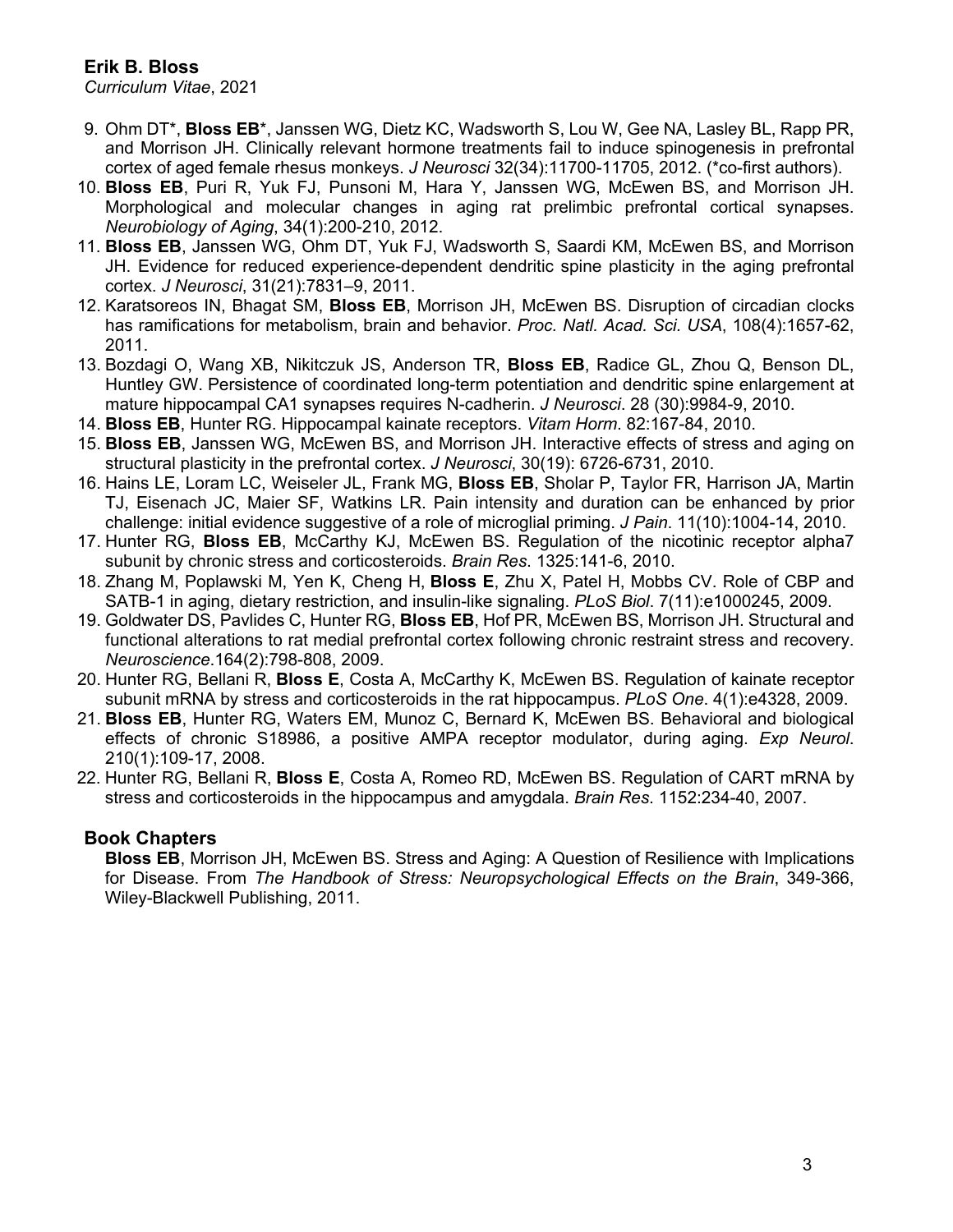9. Ohm DT*, **Bloss EB***, Janssen WG, Dietz KC, Wadsworth S, Lou W, Gee NA, Lasley BL, Rapp PR, and Morrison JH. Clinically relevant hormone treatments fail to induce spinogenesis in prefrontal cortex of aged female rhesus monkeys. *J Neurosci* 32(34):11700-11705, 2012. (*co-first authors).
10. **Bloss EB**, Puri R, Yuk FJ, Punsoni M, Hara Y, Janssen WG, McEwen BS, and Morrison JH. Morphological and molecular changes in aging rat prelimbic prefrontal cortical synapses. *Neurobiology of Aging*, 34(1):200-210, 2012.
11. **Bloss EB**, Janssen WG, Ohm DT, Yuk FJ, Wadsworth S, Saardi KM, McEwen BS, and Morrison JH. Evidence for reduced experience-dependent dendritic spine plasticity in the aging prefrontal cortex. *J Neurosci*, 31(21):7831–9, 2011.
12. Karatsoreos IN, Bhagat SM, **Bloss EB**, Morrison JH, McEwen BS. Disruption of circadian clocks has ramifications for metabolism, brain and behavior. *Proc. Natl. Acad. Sci. USA*, 108(4):1657-62, 2011.
13. Bozdagi O, Wang XB, Nikitczuk JS, Anderson TR, **Bloss EB**, Radice GL, Zhou Q, Benson DL, Huntley GW. Persistence of coordinated long-term potentiation and dendritic spine enlargement at mature hippocampal CA1 synapses requires N-cadherin. *J Neurosci*. 28 (30):9984-9, 2010.
14. **Bloss EB**, Hunter RG. Hippocampal kainate receptors. *Vitam Horm*. 82:167-84, 2010.
15. **Bloss EB**, Janssen WG, McEwen BS, and Morrison JH. Interactive effects of stress and aging on structural plasticity in the prefrontal cortex. *J Neurosci*, 30(19): 6726-6731, 2010.
16. Hains LE, Loram LC, Weiseler JL, Frank MG, **Bloss EB**, Sholar P, Taylor FR, Harrison JA, Martin TJ, Eisenach JC, Maier SF, Watkins LR. Pain intensity and duration can be enhanced by prior challenge: initial evidence suggestive of a role of microglial priming. *J Pain*. 11(10):1004-14, 2010.
17. Hunter RG, **Bloss EB**, McCarthy KJ, McEwen BS. Regulation of the nicotinic receptor alpha7 subunit by chronic stress and corticosteroids. *Brain Res*. 1325:141-6, 2010.
18. Zhang M, Poplawski M, Yen K, Cheng H, **Bloss E**, Zhu X, Patel H, Mobbs CV. Role of CBP and SATB-1 in aging, dietary restriction, and insulin-like signaling. *PLoS Biol*. 7(11):e1000245, 2009.
19. Goldwater DS, Pavlides C, Hunter RG, **Bloss EB**, Hof PR, McEwen BS, Morrison JH. Structural and functional alterations to rat medial prefrontal cortex following chronic restraint stress and recovery. *Neuroscience*.164(2):798-808, 2009.
20. Hunter RG, Bellani R, **Bloss E**, Costa A, McCarthy K, McEwen BS. Regulation of kainate receptor subunit mRNA by stress and corticosteroids in the rat hippocampus. *PLoS One*. 4(1):e4328, 2009.
21. **Bloss EB**, Hunter RG, Waters EM, Munoz C, Bernard K, McEwen BS. Behavioral and biological effects of chronic S18986, a positive AMPA receptor modulator, during aging. *Exp Neurol*. 210(1):109-17, 2008.
22. Hunter RG, Bellani R, **Bloss E**, Costa A, Romeo RD, McEwen BS. Regulation of CART mRNA by stress and corticosteroids in the hippocampus and amygdala. *Brain Res*. 1152:234-40, 2007.

## Book Chapters

**Bloss EB**, Morrison JH, McEwen BS. Stress and Aging: A Question of Resilience with Implications for Disease. From *The Handbook of Stress: Neuropsychological Effects on the Brain*, 349-366, Wiley-Blackwell Publishing, 2011.